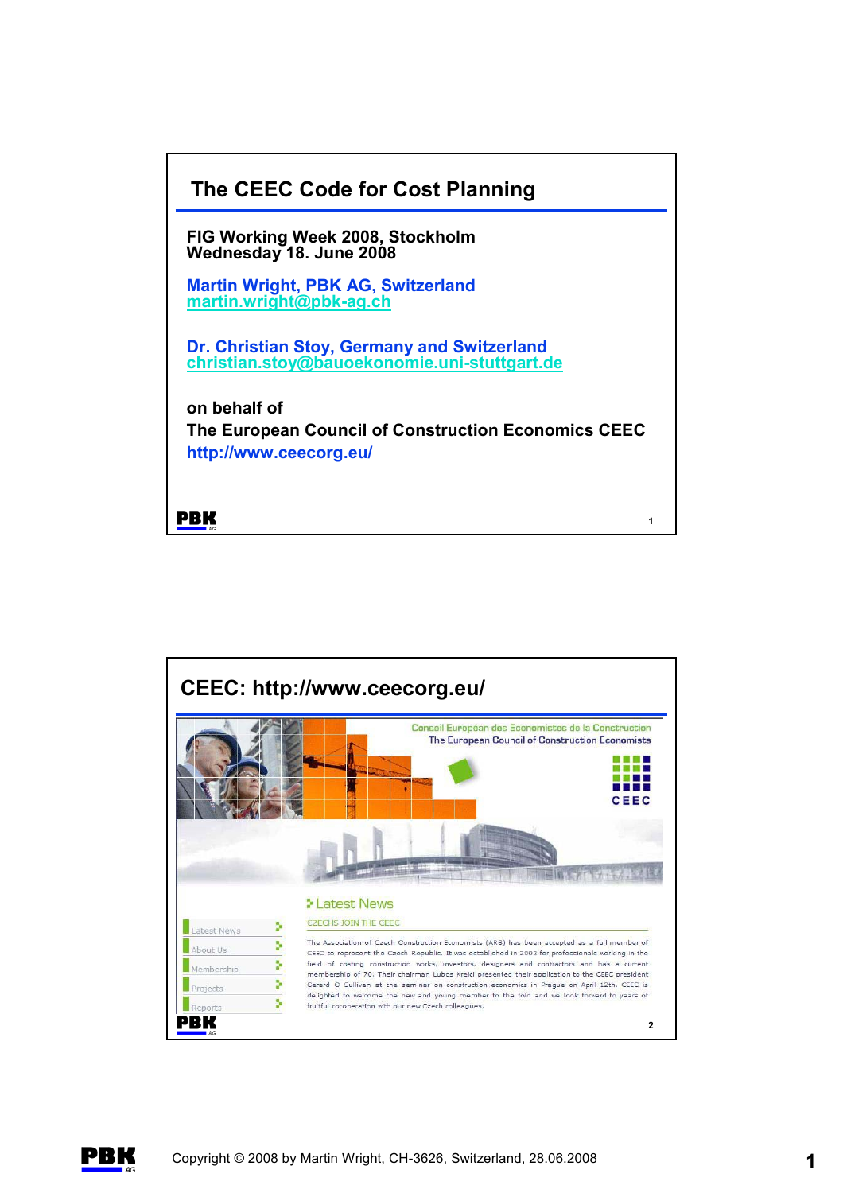# The CEEC Code for Cost Planning

**FIG Working Week 2008, Stockholm**
**Wednesday 18. June 2008**

**Martin Wright, PBK AG, Switzerland**
**martin.wright@pbk-ag.ch**

**Dr. Christian Stoy, Germany and Switzerland**
**christian.stoy@bauoekonomie.uni-stuttgart.de**

**on behalf of**
**The European Council of Construction Economics CEEC**
**http://www.ceecorg.eu/**

---

## CEEC: http://www.ceecorg.eu/

Conseil Européen des Economistes de la Construction
The European Council of Construction Economists

CEEC

- Latest News
- About Us
- Membership
- Projects
- Reports

**Latest News**

CZECHS JOIN THE CEEC

The Association of Czech Construction Economists (ARS) has been accepted as a full member of CEEC to represent the Czech Republic. It was established in 2002 for professionals working in the field of costing construction works, investors, designers and contractors and has a current membership of 70. Their chairman Lubos Krejci presented their application to the CEEC president Gerard O Sullivan at the seminar on construction economics in Prague on April 12th. CEEC is delighted to welcome the new and young member to the fold and we look forward to years of fruitful co-operation with our new Czech colleagues.

Copyright © 2008 by Martin Wright, CH-3626, Switzerland, 28.06.2008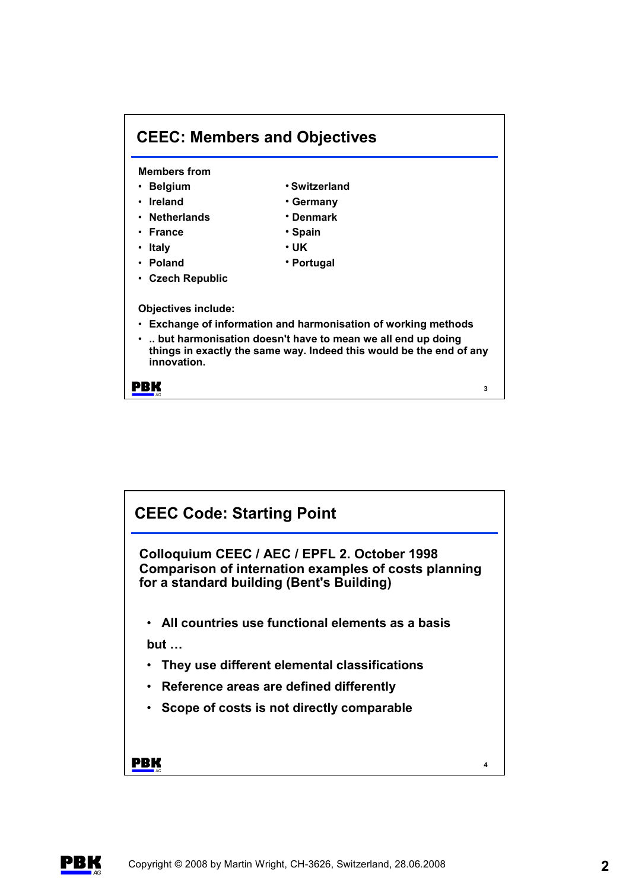## CEEC: Members and Objectives

**Members from**

- **Belgium**
- **Ireland**
- **Netherlands**
- **France**
- **Italy**
- **Poland**
- **Czech Republic**
- **Switzerland**
- **Germany**
- **Denmark**
- **Spain**
- **UK**
- **Portugal**

**Objectives include:**

- **Exchange of information and harmonisation of working methods**
- **.. but harmonisation doesn't have to mean we all end up doing things in exactly the same way. Indeed this would be the end of any innovation.**

## CEEC Code: Starting Point

**Colloquium CEEC / AEC / EPFL 2. October 1998**
**Comparison of internation examples of costs planning for a standard building (Bent's Building)**

- **All countries use functional elements as a basis**

**but …**

- **They use different elemental classifications**
- **Reference areas are defined differently**
- **Scope of costs is not directly comparable**

Copyright © 2008 by Martin Wright, CH-3626, Switzerland, 28.06.2008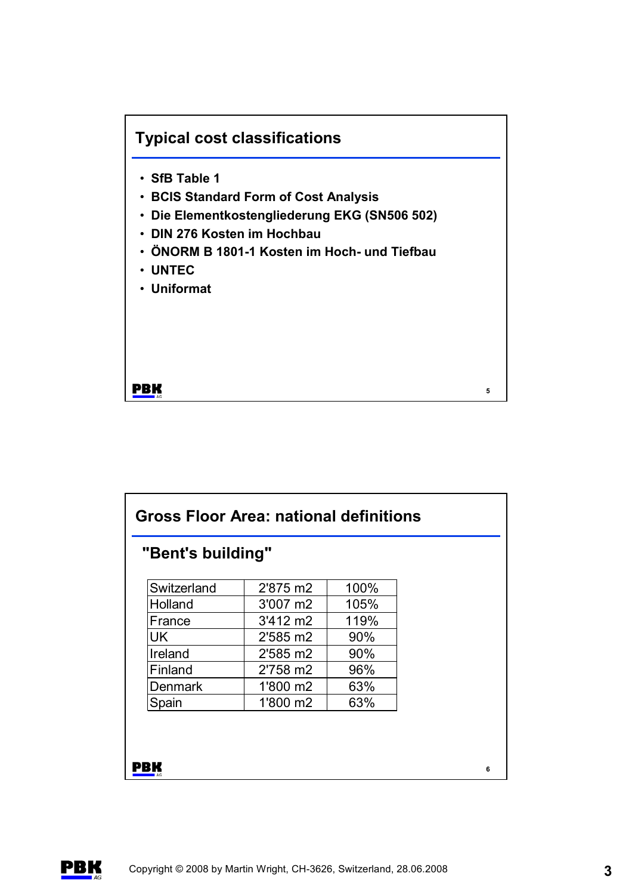## Typical cost classifications

- SfB Table 1
- BCIS Standard Form of Cost Analysis
- Die Elementkostengliederung EKG (SN506 502)
- DIN 276 Kosten im Hochbau
- ÖNORM B 1801-1 Kosten im Hoch- und Tiefbau
- UNTEC
- Uniformat

## Gross Floor Area: national definitions

### "Bent's building"

| Switzerland | 2'875 m2 | 100% |
|---|---|---|
| Holland | 3'007 m2 | 105% |
| France | 3'412 m2 | 119% |
| UK | 2'585 m2 | 90% |
| Ireland | 2'585 m2 | 90% |
| Finland | 2'758 m2 | 96% |
| Denmark | 1'800 m2 | 63% |
| Spain | 1'800 m2 | 63% |

Copyright © 2008 by Martin Wright, CH-3626, Switzerland, 28.06.2008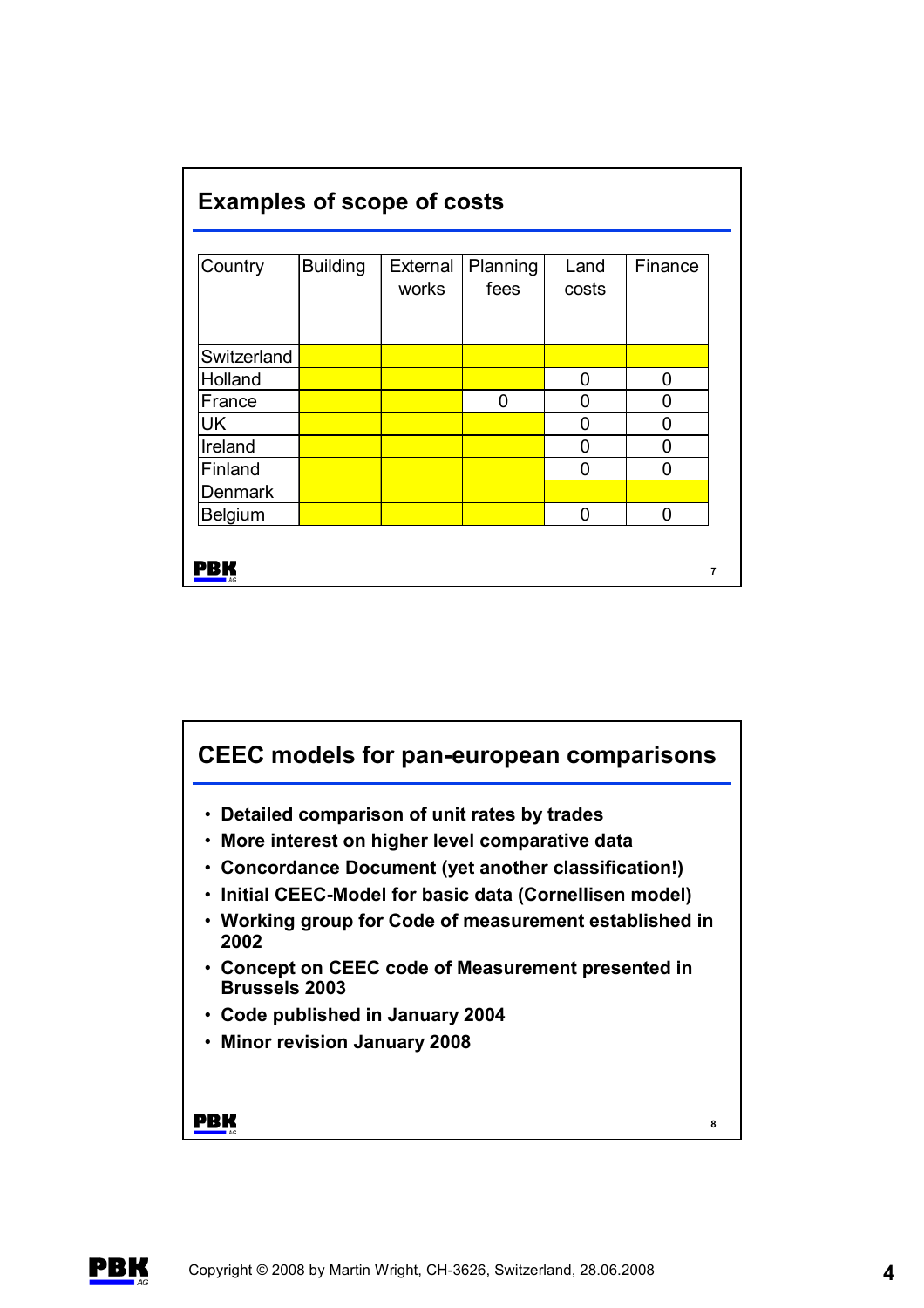## Examples of scope of costs

| Country | Building | External works | Planning fees | Land costs | Finance |
|---|---|---|---|---|---|
| Switzerland | | | | | |
| Holland | | | | 0 | 0 |
| France | | | 0 | 0 | 0 |
| UK | | | | 0 | 0 |
| Ireland | | | | 0 | 0 |
| Finland | | | | 0 | 0 |
| Denmark | | | | | |
| Belgium | | | | 0 | 0 |

## CEEC models for pan-european comparisons

- **Detailed comparison of unit rates by trades**
- **More interest on higher level comparative data**
- **Concordance Document (yet another classification!)**
- **Initial CEEC-Model for basic data (Cornellisen model)**
- **Working group for Code of measurement established in 2002**
- **Concept on CEEC code of Measurement presented in Brussels 2003**
- **Code published in January 2004**
- **Minor revision January 2008**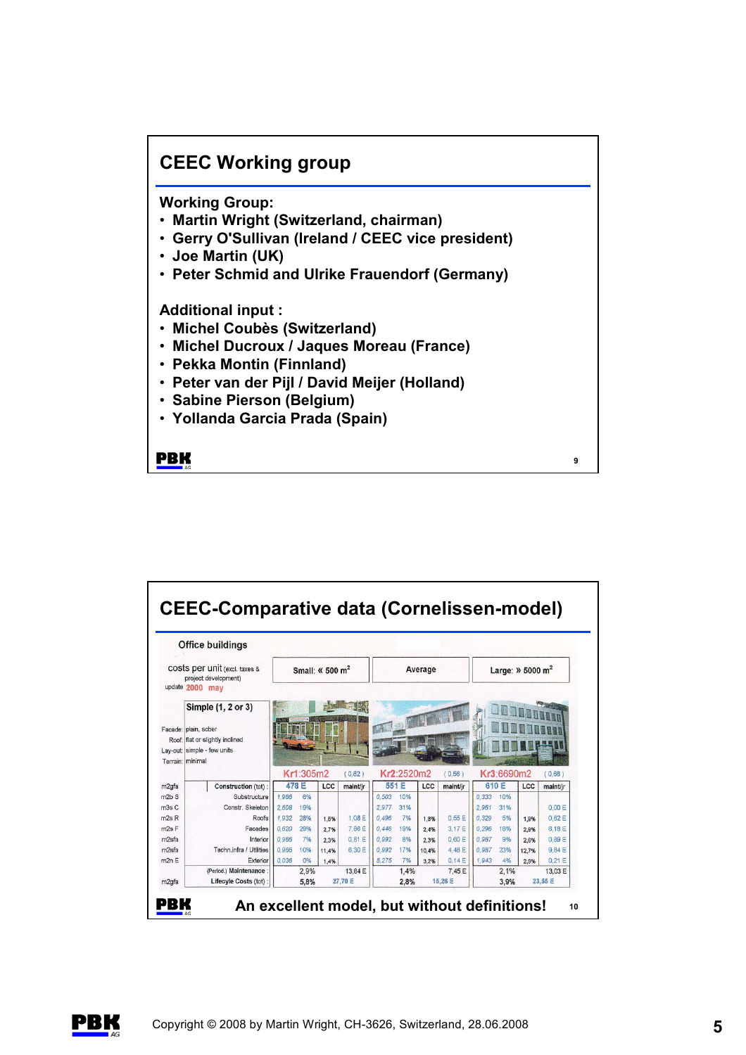## CEEC Working group

**Working Group:**

- **Martin Wright (Switzerland, chairman)**
- **Gerry O'Sullivan (Ireland / CEEC vice president)**
- **Joe Martin (UK)**
- **Peter Schmid and Ulrike Frauendorf (Germany)**

**Additional input :**

- **Michel Coubès (Switzerland)**
- **Michel Ducroux / Jaques Moreau (France)**
- **Pekka Montin (Finnland)**
- **Peter van der Pijl / David Meijer (Holland)**
- **Sabine Pierson (Belgium)**
- **Yollanda Garcia Prada (Spain)**

## CEEC-Comparative data (Cornelissen-model)

Office buildings

costs per unit (excl. taxes & project development)
update 2000 may

Simple (1, 2 or 3)

Facade: plain, sober
Roof: flat or slightly inclined
Lay-out: simple - few units
Terrain: minimal

| | | Small: « 500 m² | | | | Average | | | | Large: » 5000 m² | | | |
|---|---|---|---|---|---|---|---|---|---|---|---|---|---|
| | | Kr1:305m2 (0,82) | | | | Kr2:2520m2 (0,56) | | | | Kr3:6690m2 (0,68) | | | |
| m2gfa | Construction (tot) : | 478 E | | LCC | maint/jr | 551 E | | LCC | maint/jr | 610 E | | LCC | maint/jr |
| m2b S | Substructure | 1,966 | 6% | | | 0,503 | 10% | | | 0,333 | 10% | | |
| m3s C | Constr. Skeleton | 2,608 | 19% | | | 2,977 | 31% | | | 2,951 | 31% | | 0,00 E |
| m2s R | Roofs | 1,932 | 28% | 1,6% | 1,08 E | 0,496 | 7% | 1,8% | 0,55 E | 0,329 | 5% | 1,9% | 0,62 E |
| m2s F | Facades | 0,620 | 29% | 2,7% | 7,86 E | 0,446 | 19% | 2,4% | 3,17 E | 0,296 | 18% | 2,9% | 6,18 E |
| m2sfa | Interior | 0,965 | 7% | 2,3% | 0,81 E | 0,992 | 8% | 2,3% | 0,60 E | 0,987 | 9% | 2,6% | 0,89 E |
| m2sfa | Techn.infra / Utilities | 0,965 | 10% | 11,4% | 6,30 E | 0,992 | 17% | 10,4% | 4,48 E | 0,987 | 23% | 12,7% | 9,84 E |
| m2n E | Exterior | 0,036 | 0% | 1,4% | | 5,275 | 7% | 3,2% | 0,14 E | 1,943 | 4% | 2,9% | 0,21 E |
| | (Period.) Maintenance : | | 2,9% | | 13,84 E | | 1,4% | | 7,45 E | | 2,1% | | 13,03 E |
| m2gfa | Lifecycle Costs (tot) : | | 5,8% | | 27,70 E | | 2,8% | | 15,26 E | | 3,9% | | 23,56 E |

**An excellent model, but without definitions!**

Copyright © 2008 by Martin Wright, CH-3626, Switzerland, 28.06.2008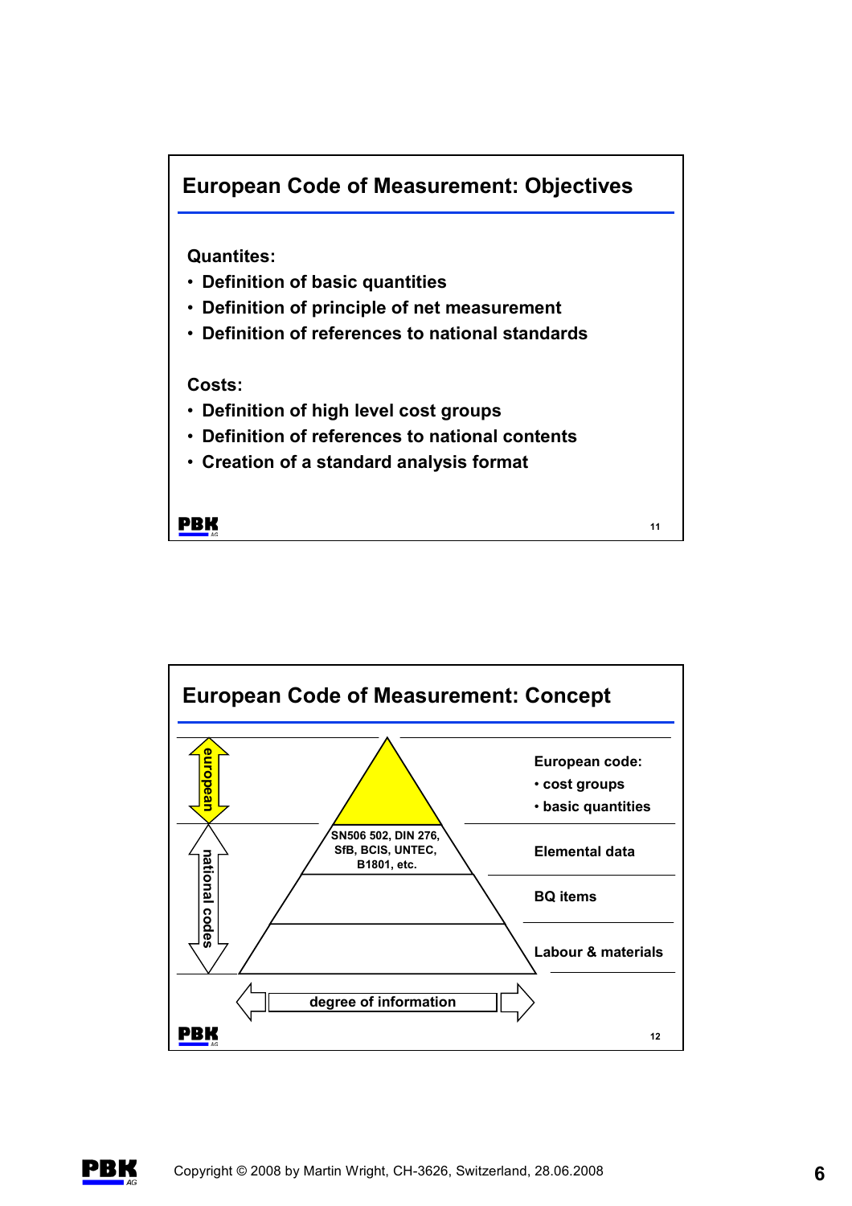## European Code of Measurement: Objectives

**Quantites:**

- **Definition of basic quantities**
- **Definition of principle of net measurement**
- **Definition of references to national standards**

**Costs:**

- **Definition of high level cost groups**
- **Definition of references to national contents**
- **Creation of a standard analysis format**

## European Code of Measurement: Concept

european

national codes

SN506 502, DIN 276, SfB, BCIS, UNTEC, B1801, etc.

**European code:**
- **cost groups**
- **basic quantities**

**Elemental data**

**BQ items**

**Labour & materials**

**degree of information**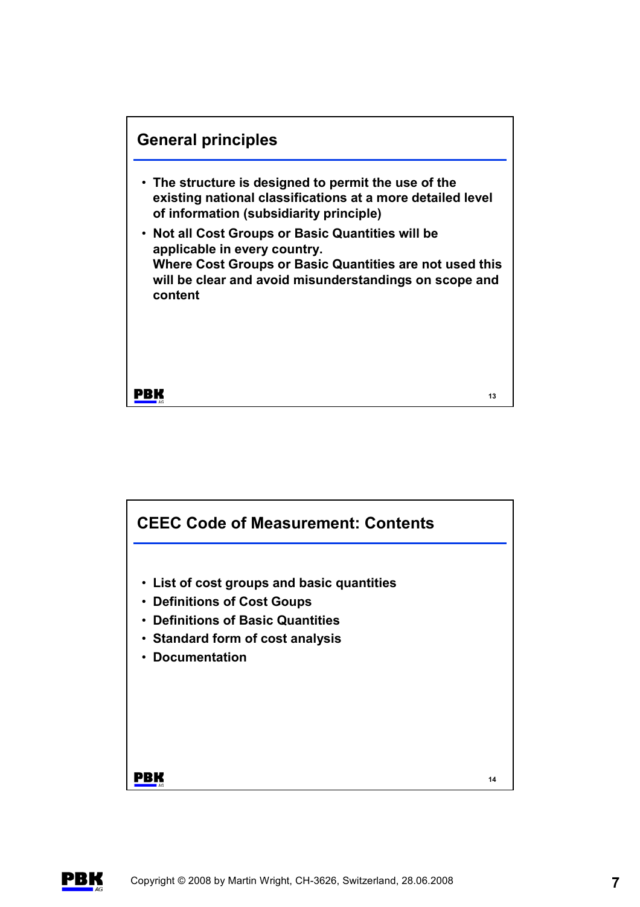## General principles

- The structure is designed to permit the use of the existing national classifications at a more detailed level of information (subsidiarity principle)
- Not all Cost Groups or Basic Quantities will be applicable in every country.
  Where Cost Groups or Basic Quantities are not used this will be clear and avoid misunderstandings on scope and content

## CEEC Code of Measurement: Contents

- List of cost groups and basic quantities
- Definitions of Cost Goups
- Definitions of Basic Quantities
- Standard form of cost analysis
- Documentation

Copyright © 2008 by Martin Wright, CH-3626, Switzerland, 28.06.2008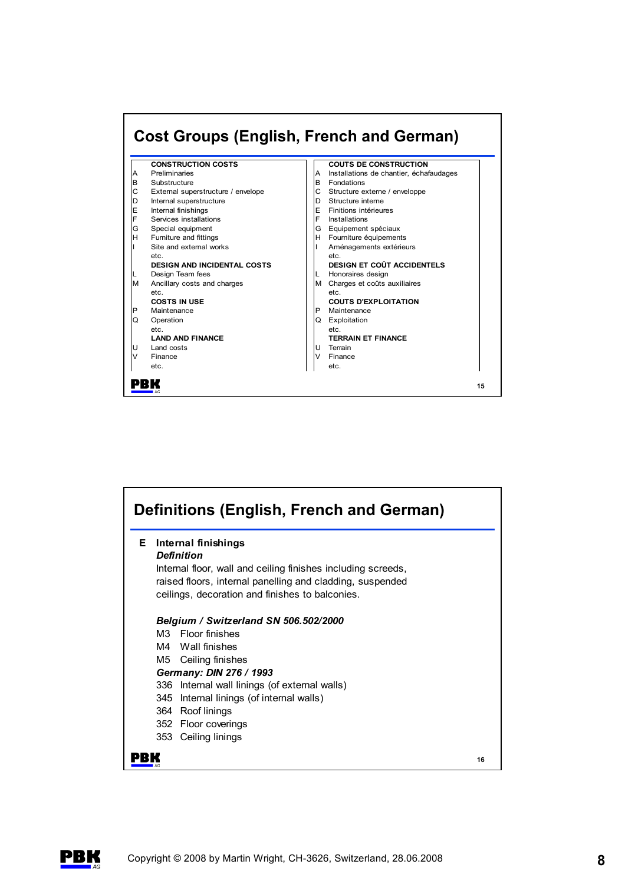## Cost Groups (English, French and German)

| | CONSTRUCTION COSTS | | COUTS DE CONSTRUCTION |
|---|---|---|---|
| A | Preliminaries | A | Installations de chantier, échafaudages |
| B | Substructure | B | Fondations |
| C | External superstructure / envelope | C | Structure externe / enveloppe |
| D | Internal superstructure | D | Structure interne |
| E | Internal finishings | E | Finitions intérieures |
| F | Services installations | F | Installations |
| G | Special equipment | G | Equipement spéciaux |
| H | Furniture and fittings | H | Fourniture équipements |
| I | Site and external works | I | Aménagements extérieurs |
| | etc. | | etc. |
| | **DESIGN AND INCIDENTAL COSTS** | | **DESIGN ET COÛT ACCIDENTELS** |
| L | Design Team fees | L | Honoraires design |
| M | Ancillary costs and charges | M | Charges et coûts auxiliaires |
| | etc. | | etc. |
| | **COSTS IN USE** | | **COUTS D'EXPLOITATION** |
| P | Maintenance | P | Maintenance |
| Q | Operation | Q | Exploitation |
| | etc. | | etc. |
| | **LAND AND FINANCE** | | **TERRAIN ET FINANCE** |
| U | Land costs | U | Terrain |
| V | Finance | V | Finance |
| | etc. | | etc. |

## Definitions (English, French and German)

**E Internal finishings**

***Definition***

Internal floor, wall and ceiling finishes including screeds, raised floors, internal panelling and cladding, suspended ceilings, decoration and finishes to balconies.

***Belgium / Switzerland SN 506.502/2000***

M3 Floor finishes
M4 Wall finishes
M5 Ceiling finishes

***Germany: DIN 276 / 1993***

336 Internal wall linings (of external walls)
345 Internal linings (of internal walls)
364 Roof linings
352 Floor coverings
353 Ceiling linings

Copyright © 2008 by Martin Wright, CH-3626, Switzerland, 28.06.2008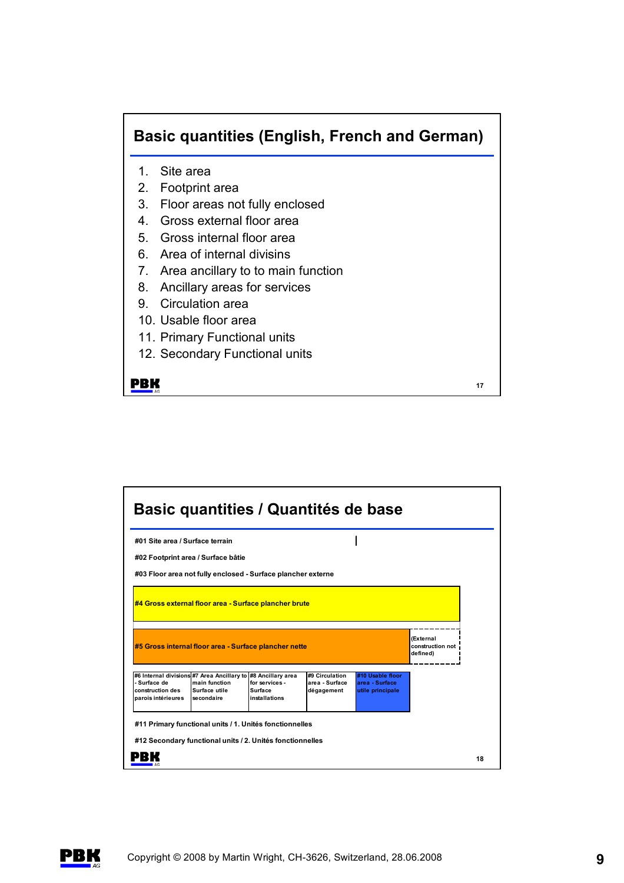## Basic quantities (English, French and German)

1. Site area
2. Footprint area
3. Floor areas not fully enclosed
4. Gross external floor area
5. Gross internal floor area
6. Area of internal divisins
7. Area ancillary to to main function
8. Ancillary areas for services
9. Circulation area
10. Usable floor area
11. Primary Functional units
12. Secondary Functional units

## Basic quantities / Quantités de base

#01 Site area / Surface terrain

#02 Footprint area / Surface bâtie

#03 Floor area not fully enclosed - Surface plancher externe

#4 Gross external floor area - Surface plancher brute

#5 Gross internal floor area - Surface plancher nette

(External construction not defined)

| #6 Internal divisions - Surface de construction des parois intérieures | #7 Area Ancillary to main function Surface utile secondaire | #8 Ancillary area for services - Surface installations | #9 Circulation area - Surface dégagement | #10 Usable floor area - Surface utile principale |
|---|---|---|---|---|

#11 Primary functional units / 1. Unités fonctionnelles

#12 Secondary functional units / 2. Unités fonctionnelles

Copyright © 2008 by Martin Wright, CH-3626, Switzerland, 28.06.2008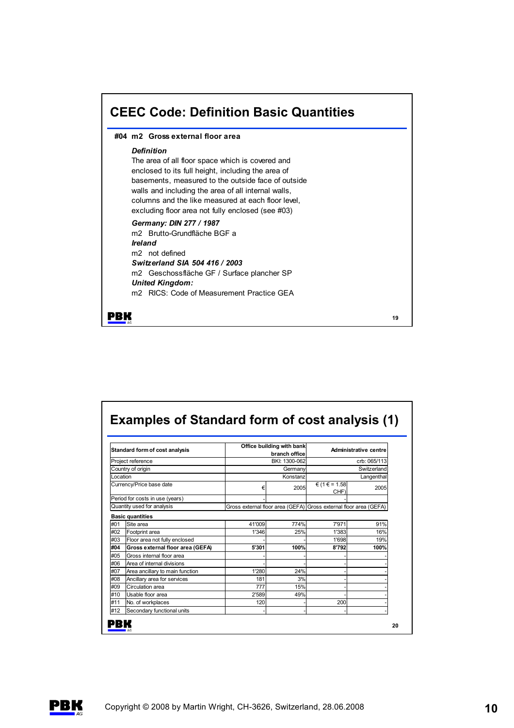# CEEC Code: Definition Basic Quantities

**#04 m2 Gross external floor area**

***Definition***

The area of all floor space which is covered and enclosed to its full height, including the area of basements, measured to the outside face of outside walls and including the area of all internal walls, columns and the like measured at each floor level, excluding floor area not fully enclosed (see #03)

***Germany: DIN 277 / 1987***

m2 Brutto-Grundfläche BGF a

***Ireland***

m2 not defined

***Switzerland SIA 504 416 / 2003***

m2 Geschossfläche GF / Surface plancher SP

***United Kingdom:***

m2 RICS: Code of Measurement Practice GEA

# Examples of Standard form of cost analysis (1)

| Standard form of cost analysis | | Office building with bank branch office | | Administrative centre | |
|---|---|---|---|---|---|
| Project reference | | | BKI: 1300-062 | | crb: 065/113 |
| Country of origin | | | Germany | | Switzerland |
| Location | | | Konstanz | | Langenthal |
| Currency/Price base date | | € | 2005 | € (1 € = 1.58 CHF) | 2005 |
| Period for costs in use (years) | | - | | - | |
| Quantity used for analysis | | Gross external floor area (GEFA) | | Gross external floor area (GEFA) | |
| **Basic quantities** | | | | | |
| #01 | Site area | 41'009 | 774% | 7'971 | 91% |
| #02 | Footprint area | 1'346 | 25% | 1'383 | 16% |
| #03 | Floor area not fully enclosed | - | - | 1'698 | 19% |
| **#04** | **Gross external floor area (GEFA)** | **5'301** | **100%** | **8'792** | **100%** |
| #05 | Gross internal floor area | - | - | - | - |
| #06 | Area of internal divisions | - | - | - | - |
| #07 | Area ancillary to main function | 1'280 | 24% | - | - |
| #08 | Ancillary area for services | 181 | 3% | - | - |
| #09 | Circulation area | 777 | 15% | - | - |
| #10 | Usable floor area | 2'589 | 49% | - | - |
| #11 | No. of workplaces | 120 | - | 200 | - |
| #12 | Secondary functional units | - | - | - | - |

Copyright © 2008 by Martin Wright, CH-3626, Switzerland, 28.06.2008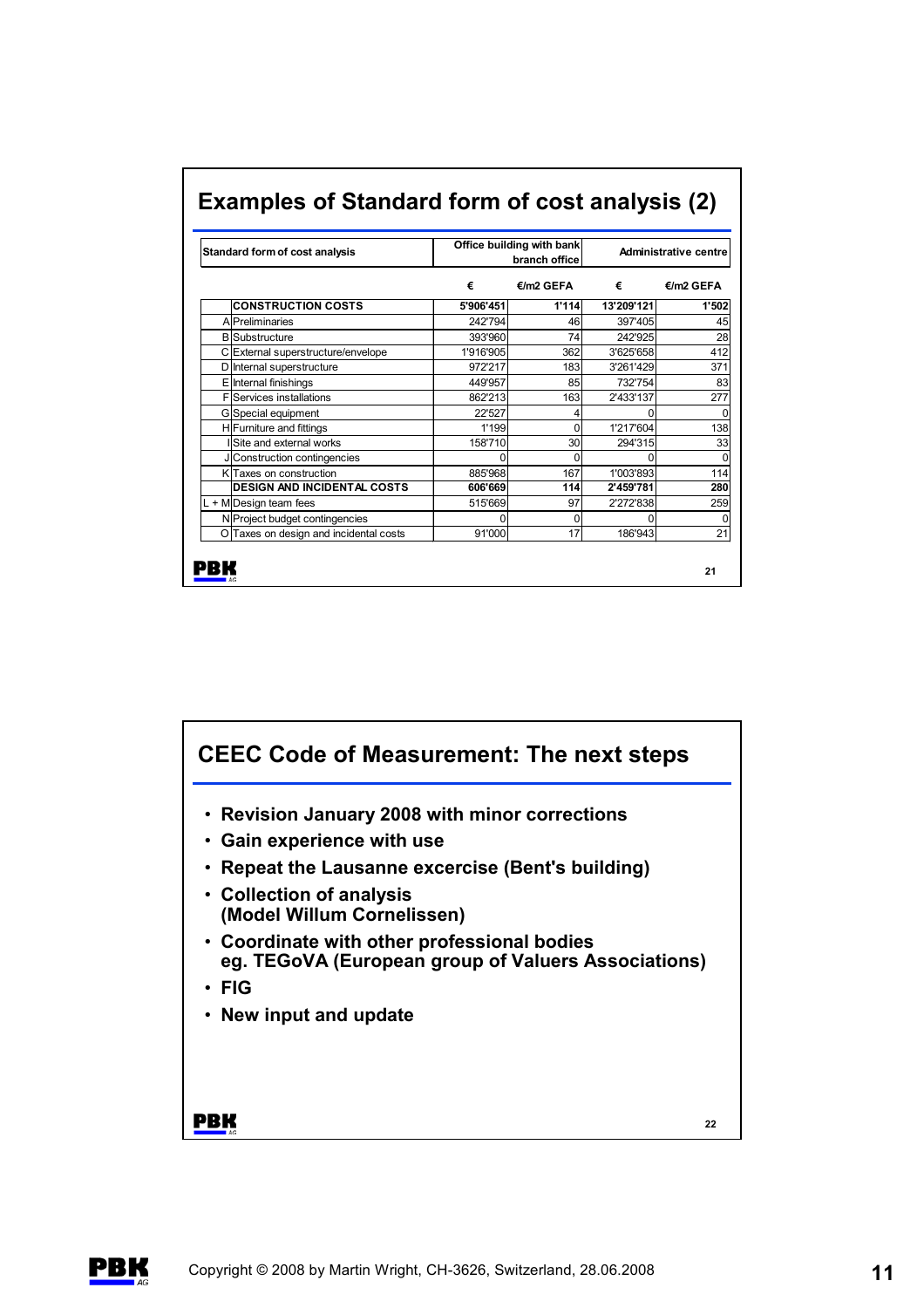## Examples of Standard form of cost analysis (2)

| | Standard form of cost analysis | Office building with bank branch office | | Administrative centre | |
|---|---|---|---|---|---|
| | | € | €/m2 GEFA | € | €/m2 GEFA |
| | **CONSTRUCTION COSTS** | **5'906'451** | **1'114** | **13'209'121** | **1'502** |
| A | Preliminaries | 242'794 | 46 | 397'405 | 45 |
| B | Substructure | 393'960 | 74 | 242'925 | 28 |
| C | External superstructure/envelope | 1'916'905 | 362 | 3'625'658 | 412 |
| D | Internal superstructure | 972'217 | 183 | 3'261'429 | 371 |
| E | Internal finishings | 449'957 | 85 | 732'754 | 83 |
| F | Services installations | 862'213 | 163 | 2'433'137 | 277 |
| G | Special equipment | 22'527 | 4 | 0 | 0 |
| H | Furniture and fittings | 1'199 | 0 | 1'217'604 | 138 |
| I | Site and external works | 158'710 | 30 | 294'315 | 33 |
| J | Construction contingencies | 0 | 0 | 0 | 0 |
| K | Taxes on construction | 885'968 | 167 | 1'003'893 | 114 |
| | **DESIGN AND INCIDENTAL COSTS** | **606'669** | **114** | **2'459'781** | **280** |
| L + M | Design team fees | 515'669 | 97 | 2'272'838 | 259 |
| N | Project budget contingencies | 0 | 0 | 0 | 0 |
| O | Taxes on design and incidental costs | 91'000 | 17 | 186'943 | 21 |

## CEEC Code of Measurement: The next steps

- **Revision January 2008 with minor corrections**
- **Gain experience with use**
- **Repeat the Lausanne excercise (Bent's building)**
- **Collection of analysis (Model Willum Cornelissen)**
- **Coordinate with other professional bodies eg. TEGoVA (European group of Valuers Associations)**
- **FIG**
- **New input and update**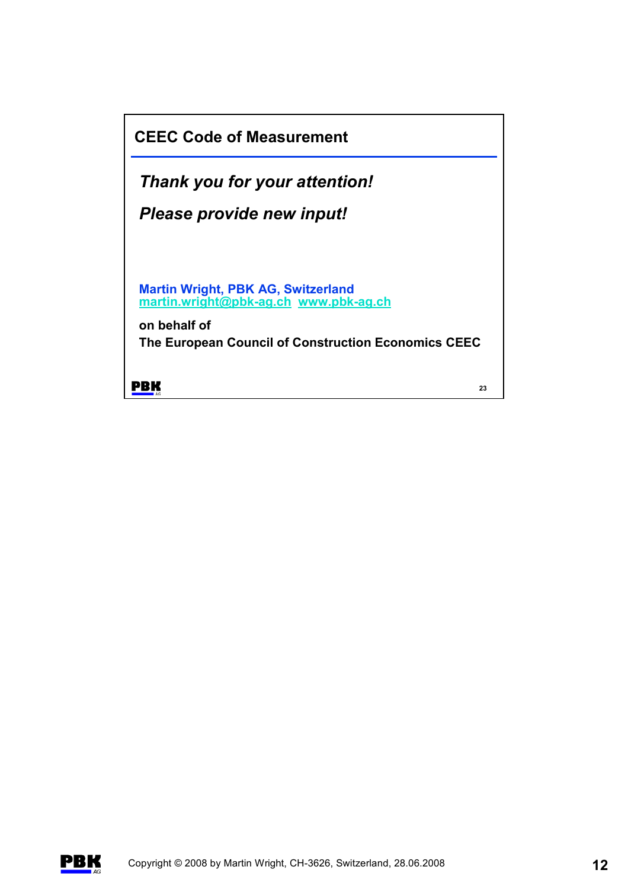## CEEC Code of Measurement

***Thank you for your attention!***

***Please provide new input!***

**Martin Wright, PBK AG, Switzerland**
**martin.wright@pbk-ag.ch www.pbk-ag.ch**

**on behalf of**
**The European Council of Construction Economics CEEC**

Copyright © 2008 by Martin Wright, CH-3626, Switzerland, 28.06.2008